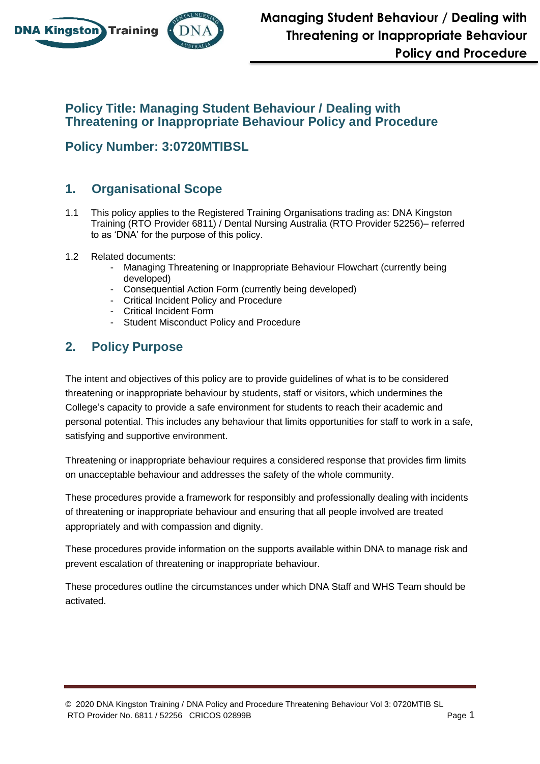# Policy Title: Managing Student Behaviour / Dealing with Threatening or Inappropriate Behaviour Policy and Procedure

## Policy Number: 3:0720MTIBSL

## 1. Organisational Scope

1.1 This policy applies to the Registered Training Organisations trading as: DNA Kingston Training (RTO Provider 6811) / Dental Nursing Australia (RTO Provider 52256)– referred to as 'DNA' for the purpose of this policy.

1.2 Related documents:
- Managing Threatening or Inappropriate Behaviour Flowchart (currently being developed)
- Consequential Action Form (currently being developed)
- Critical Incident Policy and Procedure
- Critical Incident Form
- Student Misconduct Policy and Procedure

## 2. Policy Purpose

The intent and objectives of this policy are to provide guidelines of what is to be considered threatening or inappropriate behaviour by students, staff or visitors, which undermines the College's capacity to provide a safe environment for students to reach their academic and personal potential. This includes any behaviour that limits opportunities for staff to work in a safe, satisfying and supportive environment.

Threatening or inappropriate behaviour requires a considered response that provides firm limits on unacceptable behaviour and addresses the safety of the whole community.

These procedures provide a framework for responsibly and professionally dealing with incidents of threatening or inappropriate behaviour and ensuring that all people involved are treated appropriately and with compassion and dignity.

These procedures provide information on the supports available within DNA to manage risk and prevent escalation of threatening or inappropriate behaviour.

These procedures outline the circumstances under which DNA Staff and WHS Team should be activated.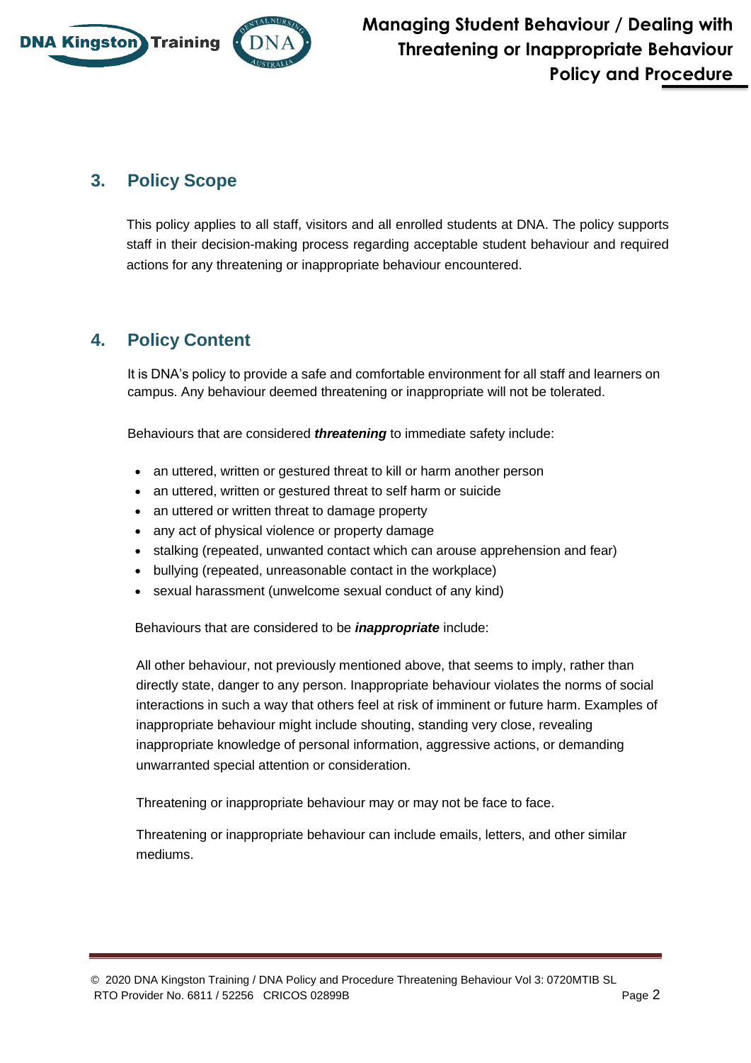## 3. Policy Scope

This policy applies to all staff, visitors and all enrolled students at DNA. The policy supports staff in their decision-making process regarding acceptable student behaviour and required actions for any threatening or inappropriate behaviour encountered.

## 4. Policy Content

It is DNA's policy to provide a safe and comfortable environment for all staff and learners on campus. Any behaviour deemed threatening or inappropriate will not be tolerated.

Behaviours that are considered ***threatening*** to immediate safety include:

- an uttered, written or gestured threat to kill or harm another person
- an uttered, written or gestured threat to self harm or suicide
- an uttered or written threat to damage property
- any act of physical violence or property damage
- stalking (repeated, unwanted contact which can arouse apprehension and fear)
- bullying (repeated, unreasonable contact in the workplace)
- sexual harassment (unwelcome sexual conduct of any kind)

Behaviours that are considered to be ***inappropriate*** include:

All other behaviour, not previously mentioned above, that seems to imply, rather than directly state, danger to any person. Inappropriate behaviour violates the norms of social interactions in such a way that others feel at risk of imminent or future harm. Examples of inappropriate behaviour might include shouting, standing very close, revealing inappropriate knowledge of personal information, aggressive actions, or demanding unwarranted special attention or consideration.

Threatening or inappropriate behaviour may or may not be face to face.

Threatening or inappropriate behaviour can include emails, letters, and other similar mediums.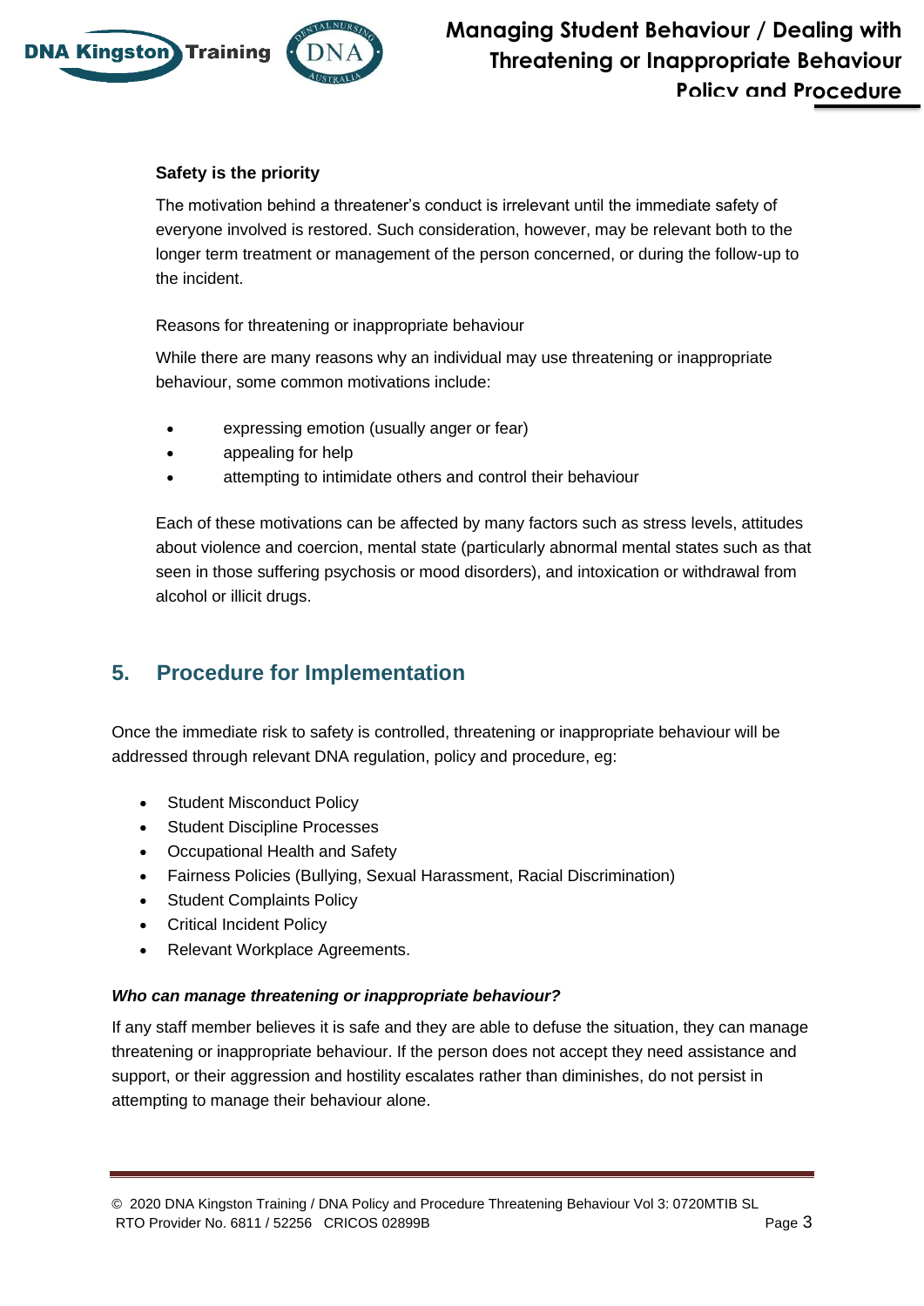**Safety is the priority**

The motivation behind a threatener's conduct is irrelevant until the immediate safety of everyone involved is restored. Such consideration, however, may be relevant both to the longer term treatment or management of the person concerned, or during the follow-up to the incident.

Reasons for threatening or inappropriate behaviour

While there are many reasons why an individual may use threatening or inappropriate behaviour, some common motivations include:

- expressing emotion (usually anger or fear)
- appealing for help
- attempting to intimidate others and control their behaviour

Each of these motivations can be affected by many factors such as stress levels, attitudes about violence and coercion, mental state (particularly abnormal mental states such as that seen in those suffering psychosis or mood disorders), and intoxication or withdrawal from alcohol or illicit drugs.

## 5. Procedure for Implementation

Once the immediate risk to safety is controlled, threatening or inappropriate behaviour will be addressed through relevant DNA regulation, policy and procedure, eg:

- Student Misconduct Policy
- Student Discipline Processes
- Occupational Health and Safety
- Fairness Policies (Bullying, Sexual Harassment, Racial Discrimination)
- Student Complaints Policy
- Critical Incident Policy
- Relevant Workplace Agreements.

***Who can manage threatening or inappropriate behaviour?***

If any staff member believes it is safe and they are able to defuse the situation, they can manage threatening or inappropriate behaviour. If the person does not accept they need assistance and support, or their aggression and hostility escalates rather than diminishes, do not persist in attempting to manage their behaviour alone.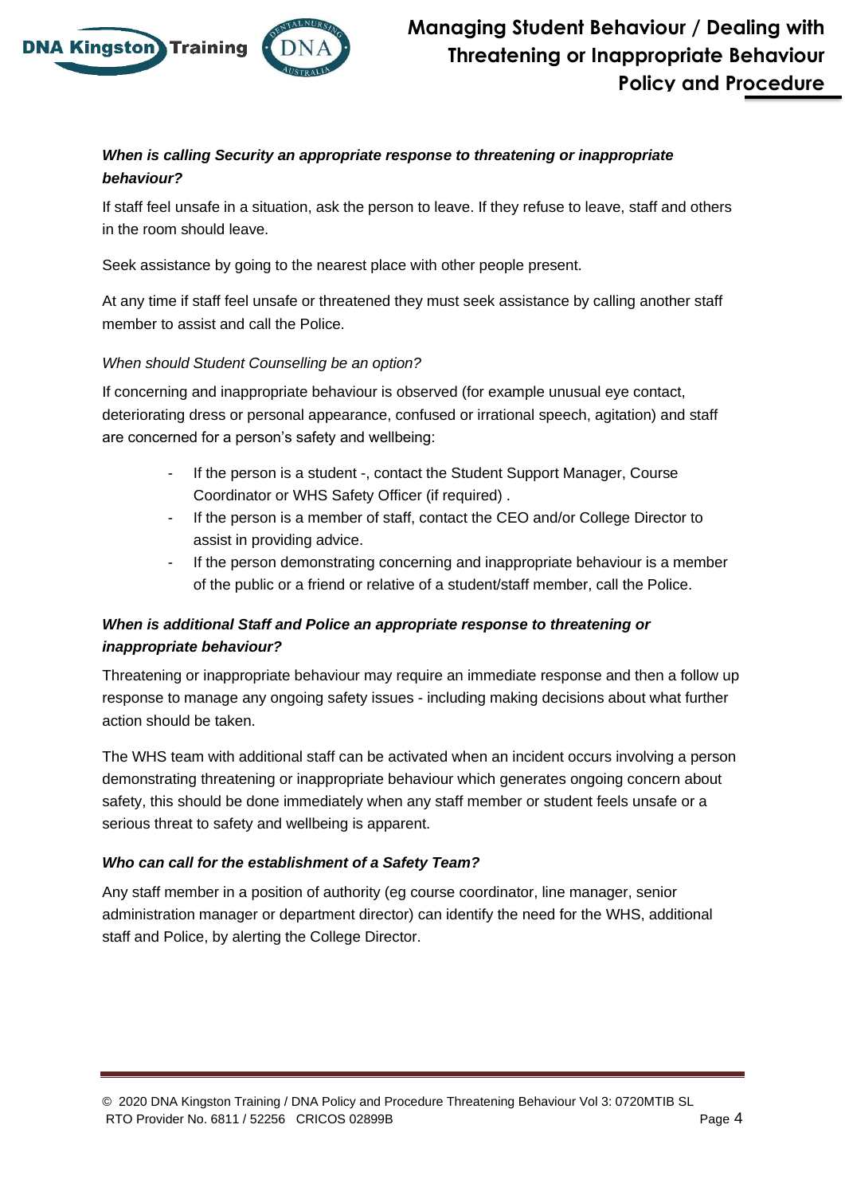***When is calling Security an appropriate response to threatening or inappropriate behaviour?***

If staff feel unsafe in a situation, ask the person to leave. If they refuse to leave, staff and others in the room should leave.

Seek assistance by going to the nearest place with other people present.

At any time if staff feel unsafe or threatened they must seek assistance by calling another staff member to assist and call the Police.

*When should Student Counselling be an option?*

If concerning and inappropriate behaviour is observed (for example unusual eye contact, deteriorating dress or personal appearance, confused or irrational speech, agitation) and staff are concerned for a person's safety and wellbeing:

- If the person is a student -, contact the Student Support Manager, Course Coordinator or WHS Safety Officer (if required) .
- If the person is a member of staff, contact the CEO and/or College Director to assist in providing advice.
- If the person demonstrating concerning and inappropriate behaviour is a member of the public or a friend or relative of a student/staff member, call the Police.

***When is additional Staff and Police an appropriate response to threatening or inappropriate behaviour?***

Threatening or inappropriate behaviour may require an immediate response and then a follow up response to manage any ongoing safety issues - including making decisions about what further action should be taken.

The WHS team with additional staff can be activated when an incident occurs involving a person demonstrating threatening or inappropriate behaviour which generates ongoing concern about safety, this should be done immediately when any staff member or student feels unsafe or a serious threat to safety and wellbeing is apparent.

***Who can call for the establishment of a Safety Team?***

Any staff member in a position of authority (eg course coordinator, line manager, senior administration manager or department director) can identify the need for the WHS, additional staff and Police, by alerting the College Director.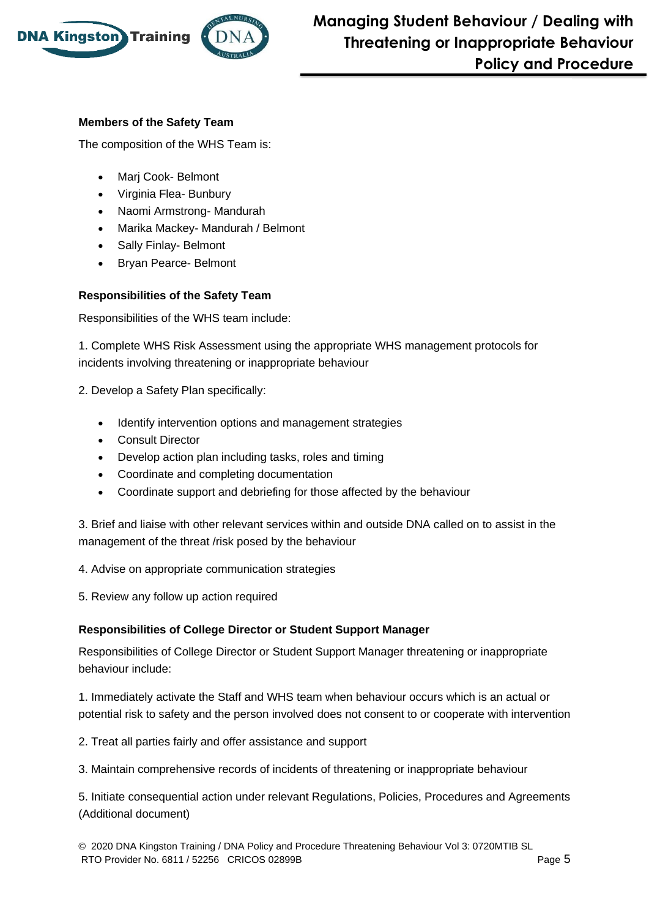**Members of the Safety Team**

The composition of the WHS Team is:

- Marj Cook- Belmont
- Virginia Flea- Bunbury
- Naomi Armstrong- Mandurah
- Marika Mackey- Mandurah / Belmont
- Sally Finlay- Belmont
- Bryan Pearce- Belmont

**Responsibilities of the Safety Team**

Responsibilities of the WHS team include:

1. Complete WHS Risk Assessment using the appropriate WHS management protocols for incidents involving threatening or inappropriate behaviour

2. Develop a Safety Plan specifically:

- Identify intervention options and management strategies
- Consult Director
- Develop action plan including tasks, roles and timing
- Coordinate and completing documentation
- Coordinate support and debriefing for those affected by the behaviour

3. Brief and liaise with other relevant services within and outside DNA called on to assist in the management of the threat /risk posed by the behaviour

4. Advise on appropriate communication strategies

5. Review any follow up action required

**Responsibilities of College Director or Student Support Manager**

Responsibilities of College Director or Student Support Manager threatening or inappropriate behaviour include:

1. Immediately activate the Staff and WHS team when behaviour occurs which is an actual or potential risk to safety and the person involved does not consent to or cooperate with intervention

2. Treat all parties fairly and offer assistance and support

3. Maintain comprehensive records of incidents of threatening or inappropriate behaviour

5. Initiate consequential action under relevant Regulations, Policies, Procedures and Agreements (Additional document)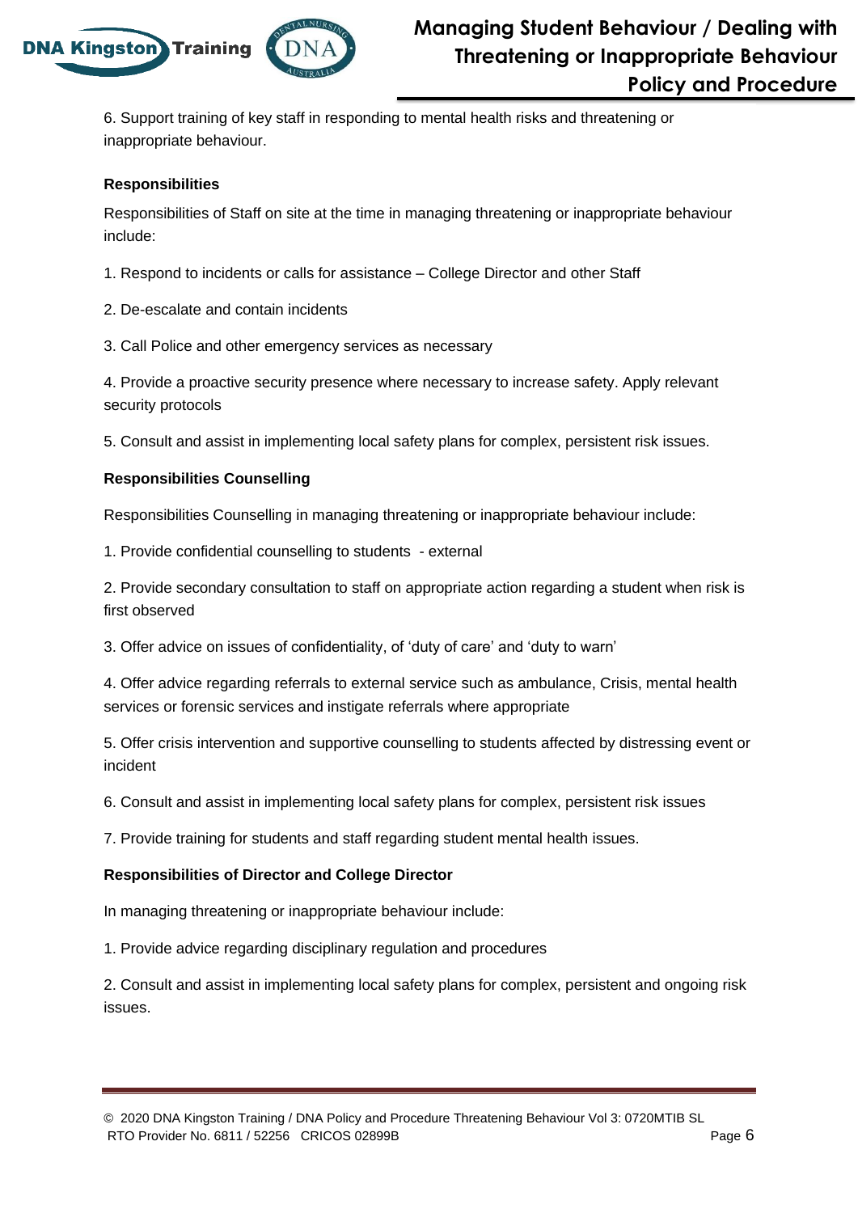6. Support training of key staff in responding to mental health risks and threatening or inappropriate behaviour.

**Responsibilities**

Responsibilities of Staff on site at the time in managing threatening or inappropriate behaviour include:

1. Respond to incidents or calls for assistance – College Director and other Staff

2. De-escalate and contain incidents

3. Call Police and other emergency services as necessary

4. Provide a proactive security presence where necessary to increase safety. Apply relevant security protocols

5. Consult and assist in implementing local safety plans for complex, persistent risk issues.

**Responsibilities Counselling**

Responsibilities Counselling in managing threatening or inappropriate behaviour include:

1. Provide confidential counselling to students - external

2. Provide secondary consultation to staff on appropriate action regarding a student when risk is first observed

3. Offer advice on issues of confidentiality, of 'duty of care' and 'duty to warn'

4. Offer advice regarding referrals to external service such as ambulance, Crisis, mental health services or forensic services and instigate referrals where appropriate

5. Offer crisis intervention and supportive counselling to students affected by distressing event or incident

6. Consult and assist in implementing local safety plans for complex, persistent risk issues

7. Provide training for students and staff regarding student mental health issues.

**Responsibilities of Director and College Director**

In managing threatening or inappropriate behaviour include:

1. Provide advice regarding disciplinary regulation and procedures

2. Consult and assist in implementing local safety plans for complex, persistent and ongoing risk issues.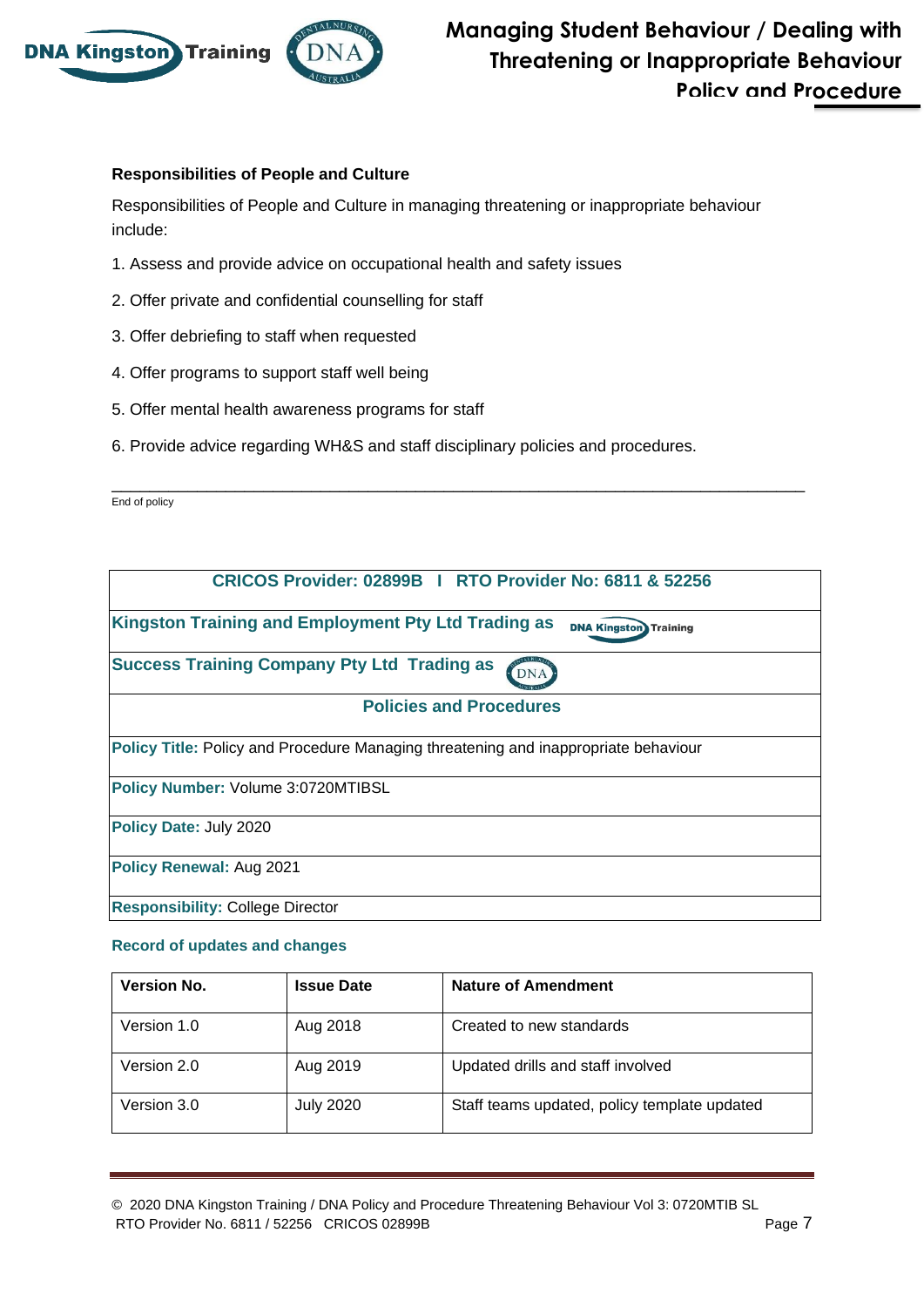**Responsibilities of People and Culture**

Responsibilities of People and Culture in managing threatening or inappropriate behaviour include:

1. Assess and provide advice on occupational health and safety issues
2. Offer private and confidential counselling for staff
3. Offer debriefing to staff when requested
4. Offer programs to support staff well being
5. Offer mental health awareness programs for staff
6. Provide advice regarding WH&S and staff disciplinary policies and procedures.

---

End of policy

| |
|---|
| **CRICOS Provider: 02899B I RTO Provider No: 6811 & 52256** |
| **Kingston Training and Employment Pty Ltd Trading as** DNA Kingston Training |
| **Success Training Company Pty Ltd Trading as** DNA |
| **Policies and Procedures** |
| **Policy Title:** Policy and Procedure Managing threatening and inappropriate behaviour |
| **Policy Number:** Volume 3:0720MTIBSL |
| **Policy Date:** July 2020 |
| **Policy Renewal:** Aug 2021 |
| **Responsibility:** College Director |

**Record of updates and changes**

| Version No. | Issue Date | Nature of Amendment |
|---|---|---|
| Version 1.0 | Aug 2018 | Created to new standards |
| Version 2.0 | Aug 2019 | Updated drills and staff involved |
| Version 3.0 | July 2020 | Staff teams updated, policy template updated |